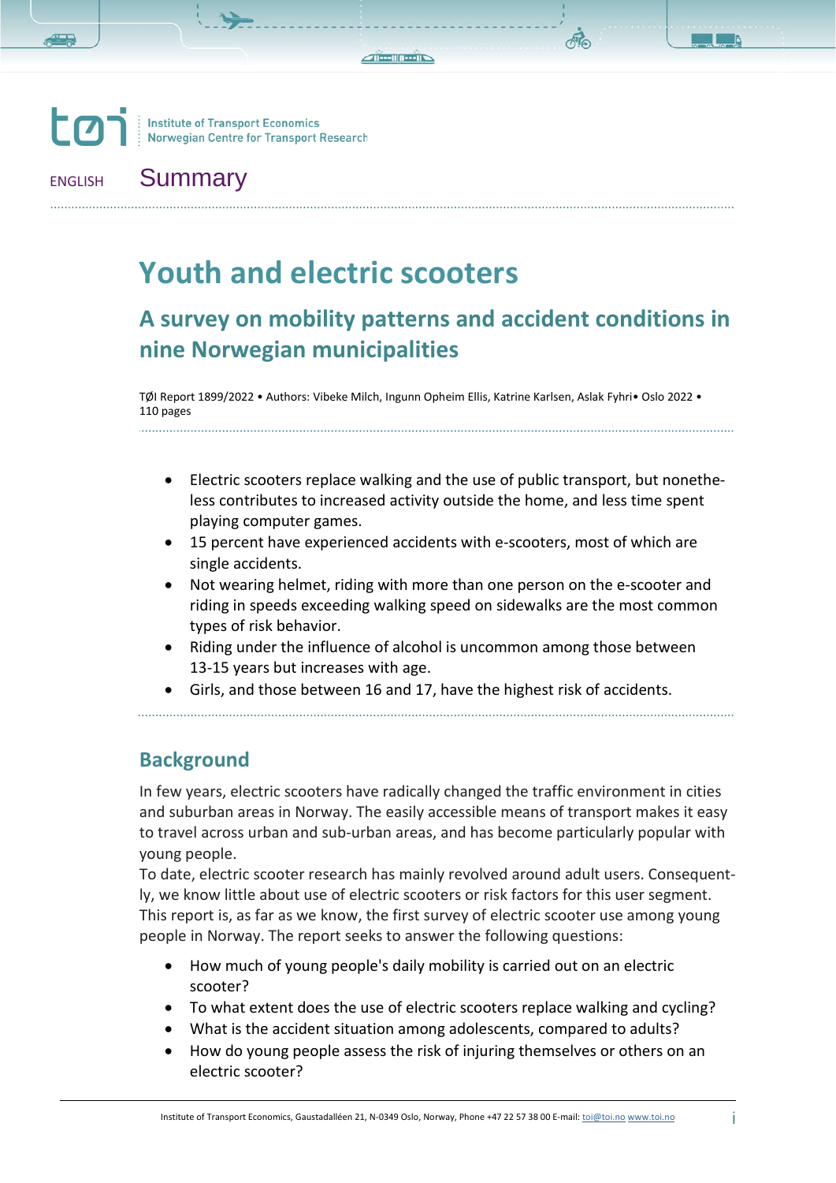tøi | Institute of Transport Economics
Norwegian Centre for Transport Research

ENGLISH **Summary**

# Youth and electric scooters

## A survey on mobility patterns and accident conditions in nine Norwegian municipalities

TØI Report 1899/2022 • Authors: Vibeke Milch, Ingunn Opheim Ellis, Katrine Karlsen, Aslak Fyhri• Oslo 2022 • 110 pages

- Electric scooters replace walking and the use of public transport, but nonetheless contributes to increased activity outside the home, and less time spent playing computer games.
- 15 percent have experienced accidents with e-scooters, most of which are single accidents.
- Not wearing helmet, riding with more than one person on the e-scooter and riding in speeds exceeding walking speed on sidewalks are the most common types of risk behavior.
- Riding under the influence of alcohol is uncommon among those between 13-15 years but increases with age.
- Girls, and those between 16 and 17, have the highest risk of accidents.

## Background

In few years, electric scooters have radically changed the traffic environment in cities and suburban areas in Norway. The easily accessible means of transport makes it easy to travel across urban and sub-urban areas, and has become particularly popular with young people.

To date, electric scooter research has mainly revolved around adult users. Consequently, we know little about use of electric scooters or risk factors for this user segment. This report is, as far as we know, the first survey of electric scooter use among young people in Norway. The report seeks to answer the following questions:

- How much of young people's daily mobility is carried out on an electric scooter?
- To what extent does the use of electric scooters replace walking and cycling?
- What is the accident situation among adolescents, compared to adults?
- How do young people assess the risk of injuring themselves or others on an electric scooter?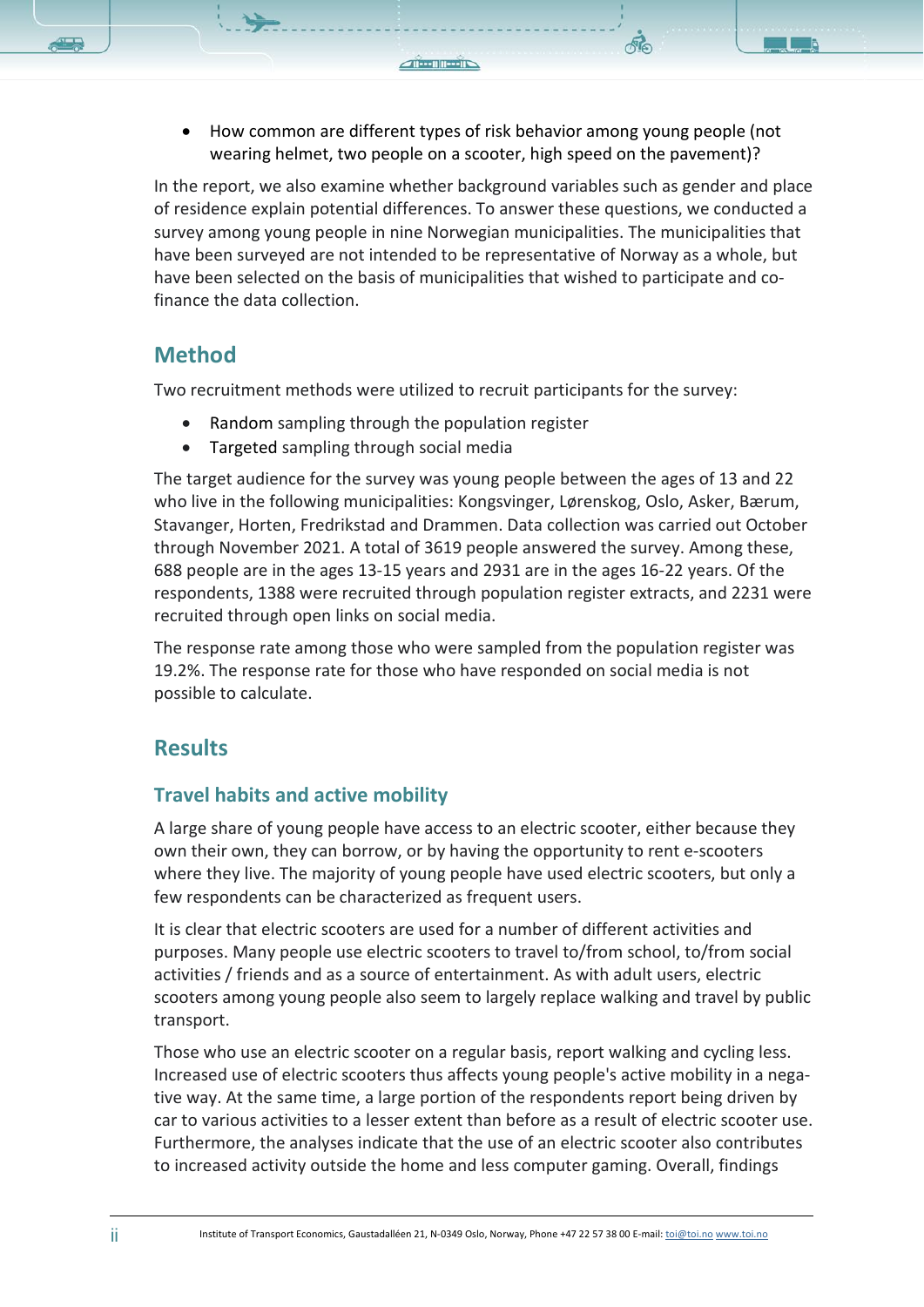- How common are different types of risk behavior among young people (not wearing helmet, two people on a scooter, high speed on the pavement)?

In the report, we also examine whether background variables such as gender and place of residence explain potential differences. To answer these questions, we conducted a survey among young people in nine Norwegian municipalities. The municipalities that have been surveyed are not intended to be representative of Norway as a whole, but have been selected on the basis of municipalities that wished to participate and co-finance the data collection.

## Method

Two recruitment methods were utilized to recruit participants for the survey:

- Random sampling through the population register
- Targeted sampling through social media

The target audience for the survey was young people between the ages of 13 and 22 who live in the following municipalities: Kongsvinger, Lørenskog, Oslo, Asker, Bærum, Stavanger, Horten, Fredrikstad and Drammen. Data collection was carried out October through November 2021. A total of 3619 people answered the survey. Among these, 688 people are in the ages 13-15 years and 2931 are in the ages 16-22 years. Of the respondents, 1388 were recruited through population register extracts, and 2231 were recruited through open links on social media.

The response rate among those who were sampled from the population register was 19.2%. The response rate for those who have responded on social media is not possible to calculate.

## Results

### Travel habits and active mobility

A large share of young people have access to an electric scooter, either because they own their own, they can borrow, or by having the opportunity to rent e-scooters where they live. The majority of young people have used electric scooters, but only a few respondents can be characterized as frequent users.

It is clear that electric scooters are used for a number of different activities and purposes. Many people use electric scooters to travel to/from school, to/from social activities / friends and as a source of entertainment. As with adult users, electric scooters among young people also seem to largely replace walking and travel by public transport.

Those who use an electric scooter on a regular basis, report walking and cycling less. Increased use of electric scooters thus affects young people's active mobility in a negative way. At the same time, a large portion of the respondents report being driven by car to various activities to a lesser extent than before as a result of electric scooter use. Furthermore, the analyses indicate that the use of an electric scooter also contributes to increased activity outside the home and less computer gaming. Overall, findings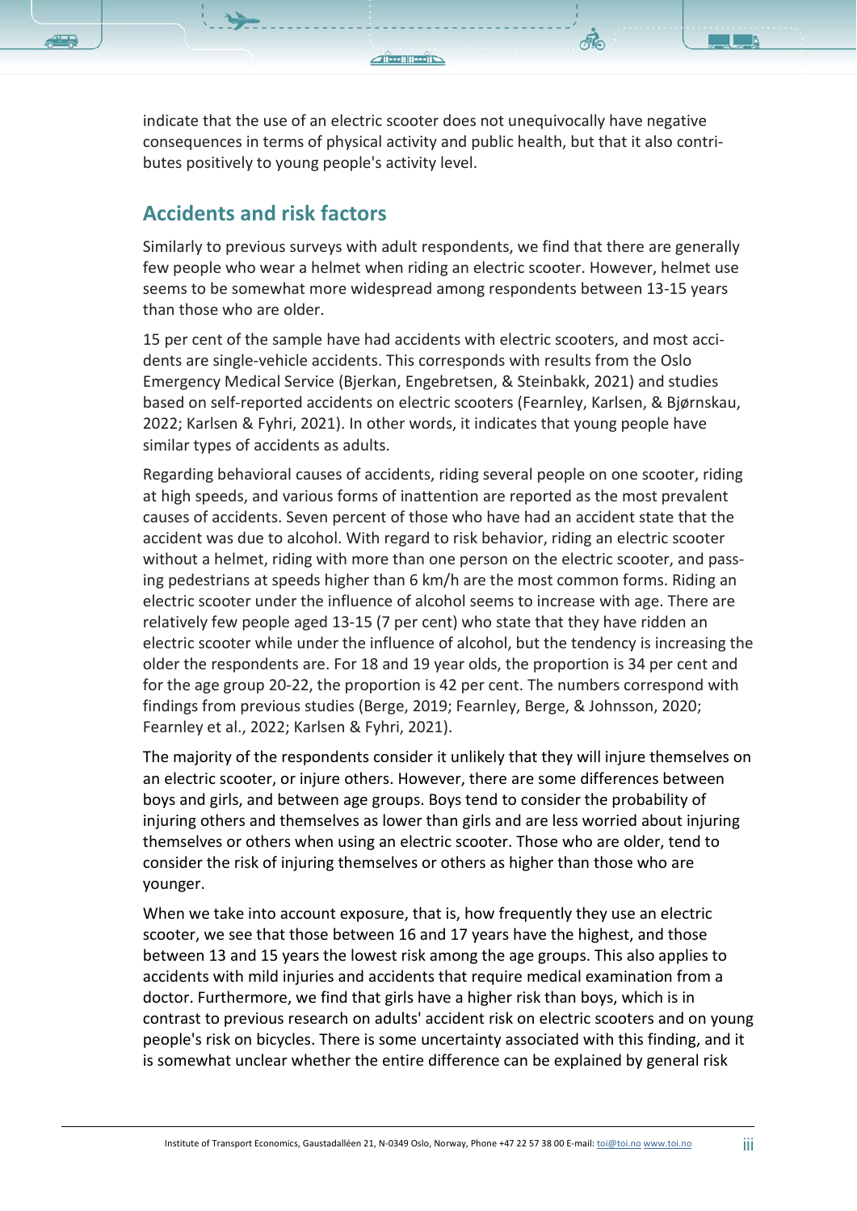indicate that the use of an electric scooter does not unequivocally have negative consequences in terms of physical activity and public health, but that it also contributes positively to young people's activity level.

## Accidents and risk factors

Similarly to previous surveys with adult respondents, we find that there are generally few people who wear a helmet when riding an electric scooter. However, helmet use seems to be somewhat more widespread among respondents between 13-15 years than those who are older.

15 per cent of the sample have had accidents with electric scooters, and most accidents are single-vehicle accidents. This corresponds with results from the Oslo Emergency Medical Service (Bjerkan, Engebretsen, & Steinbakk, 2021) and studies based on self-reported accidents on electric scooters (Fearnley, Karlsen, & Bjørnskau, 2022; Karlsen & Fyhri, 2021). In other words, it indicates that young people have similar types of accidents as adults.

Regarding behavioral causes of accidents, riding several people on one scooter, riding at high speeds, and various forms of inattention are reported as the most prevalent causes of accidents. Seven percent of those who have had an accident state that the accident was due to alcohol. With regard to risk behavior, riding an electric scooter without a helmet, riding with more than one person on the electric scooter, and passing pedestrians at speeds higher than 6 km/h are the most common forms. Riding an electric scooter under the influence of alcohol seems to increase with age. There are relatively few people aged 13-15 (7 per cent) who state that they have ridden an electric scooter while under the influence of alcohol, but the tendency is increasing the older the respondents are. For 18 and 19 year olds, the proportion is 34 per cent and for the age group 20-22, the proportion is 42 per cent. The numbers correspond with findings from previous studies (Berge, 2019; Fearnley, Berge, & Johnsson, 2020; Fearnley et al., 2022; Karlsen & Fyhri, 2021).

The majority of the respondents consider it unlikely that they will injure themselves on an electric scooter, or injure others. However, there are some differences between boys and girls, and between age groups. Boys tend to consider the probability of injuring others and themselves as lower than girls and are less worried about injuring themselves or others when using an electric scooter. Those who are older, tend to consider the risk of injuring themselves or others as higher than those who are younger.

When we take into account exposure, that is, how frequently they use an electric scooter, we see that those between 16 and 17 years have the highest, and those between 13 and 15 years the lowest risk among the age groups. This also applies to accidents with mild injuries and accidents that require medical examination from a doctor. Furthermore, we find that girls have a higher risk than boys, which is in contrast to previous research on adults' accident risk on electric scooters and on young people's risk on bicycles. There is some uncertainty associated with this finding, and it is somewhat unclear whether the entire difference can be explained by general risk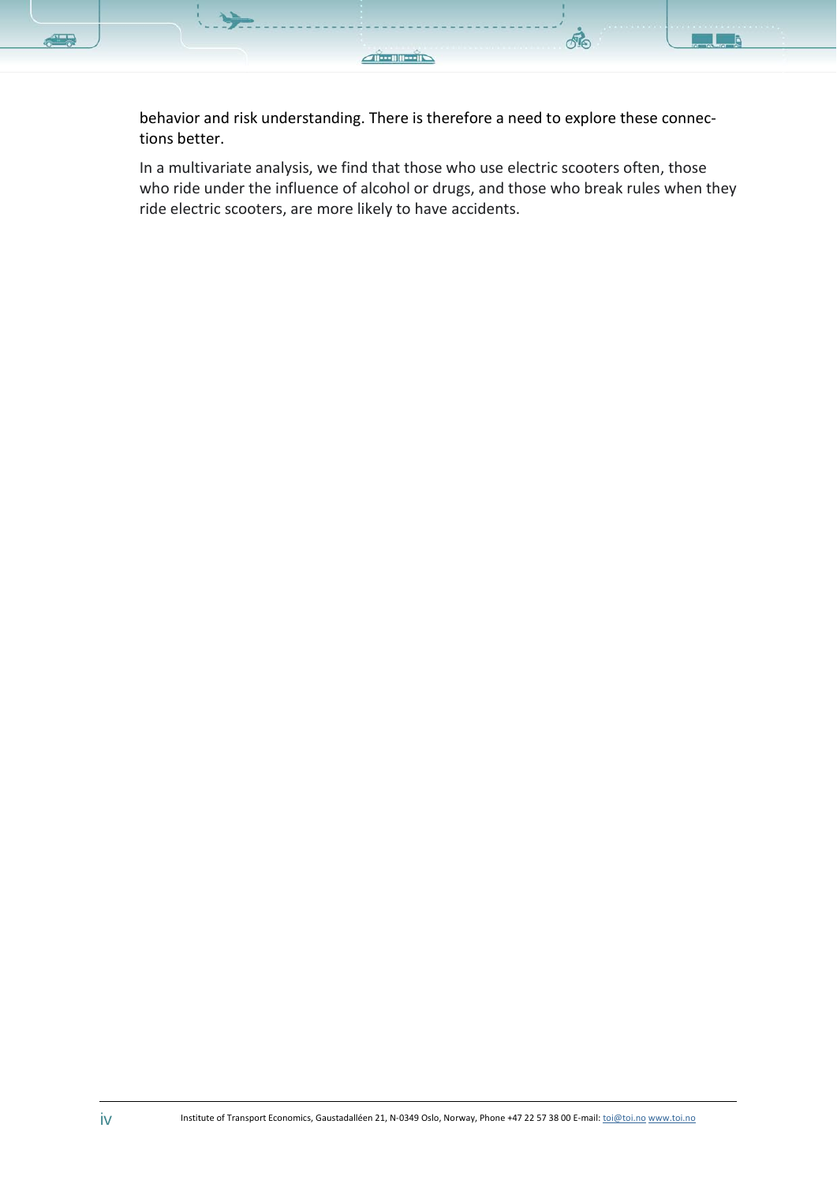behavior and risk understanding. There is therefore a need to explore these connections better.

In a multivariate analysis, we find that those who use electric scooters often, those who ride under the influence of alcohol or drugs, and those who break rules when they ride electric scooters, are more likely to have accidents.